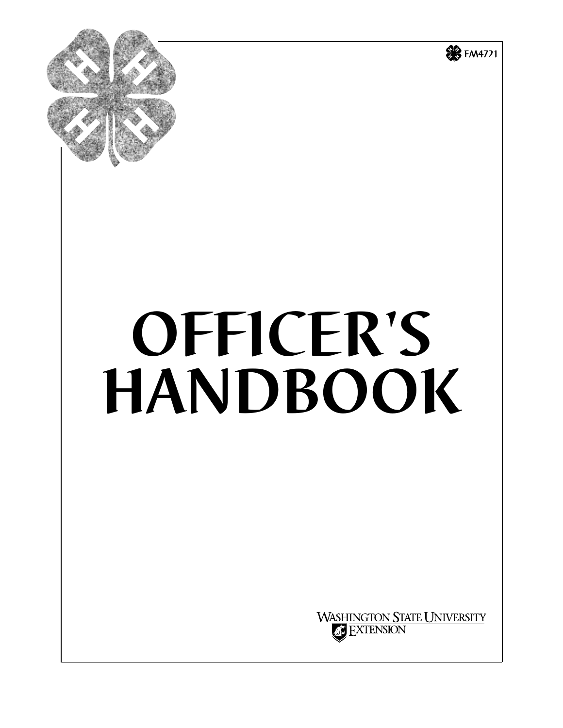EM4721

# OFFICER'S HANDBOOK

WASHINGTON STATE UNIVERSITY EXTENSION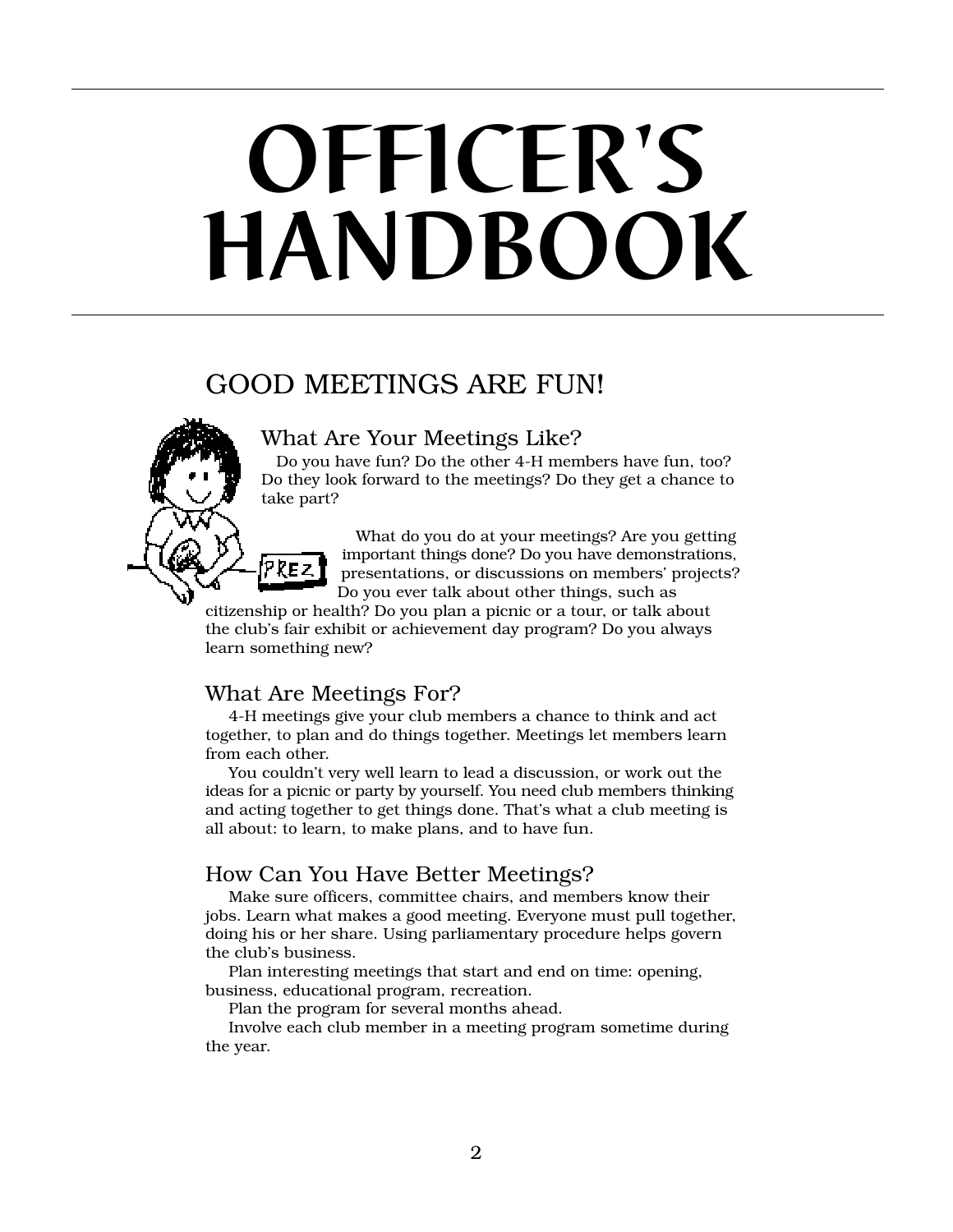# OFFICER'S HANDBOOK

## GOOD MEETINGS ARE FUN!

### What Are Your Meetings Like?

Do you have fun? Do the other 4-H members have fun, too? Do they look forward to the meetings? Do they get a chance to take part?

What do you do at your meetings? Are you getting important things done? Do you have demonstrations, presentations, or discussions on members' projects? Do you ever talk about other things, such as citizenship or health? Do you plan a picnic or a tour, or talk about the club's fair exhibit or achievement day program? Do you always learn something new?

### What Are Meetings For?

4-H meetings give your club members a chance to think and act together, to plan and do things together. Meetings let members learn from each other.

You couldn't very well learn to lead a discussion, or work out the ideas for a picnic or party by yourself. You need club members thinking and acting together to get things done. That's what a club meeting is all about: to learn, to make plans, and to have fun.

### How Can You Have Better Meetings?

Make sure officers, committee chairs, and members know their jobs. Learn what makes a good meeting. Everyone must pull together, doing his or her share. Using parliamentary procedure helps govern the club's business.

Plan interesting meetings that start and end on time: opening, business, educational program, recreation.

Plan the program for several months ahead.

Involve each club member in a meeting program sometime during the year.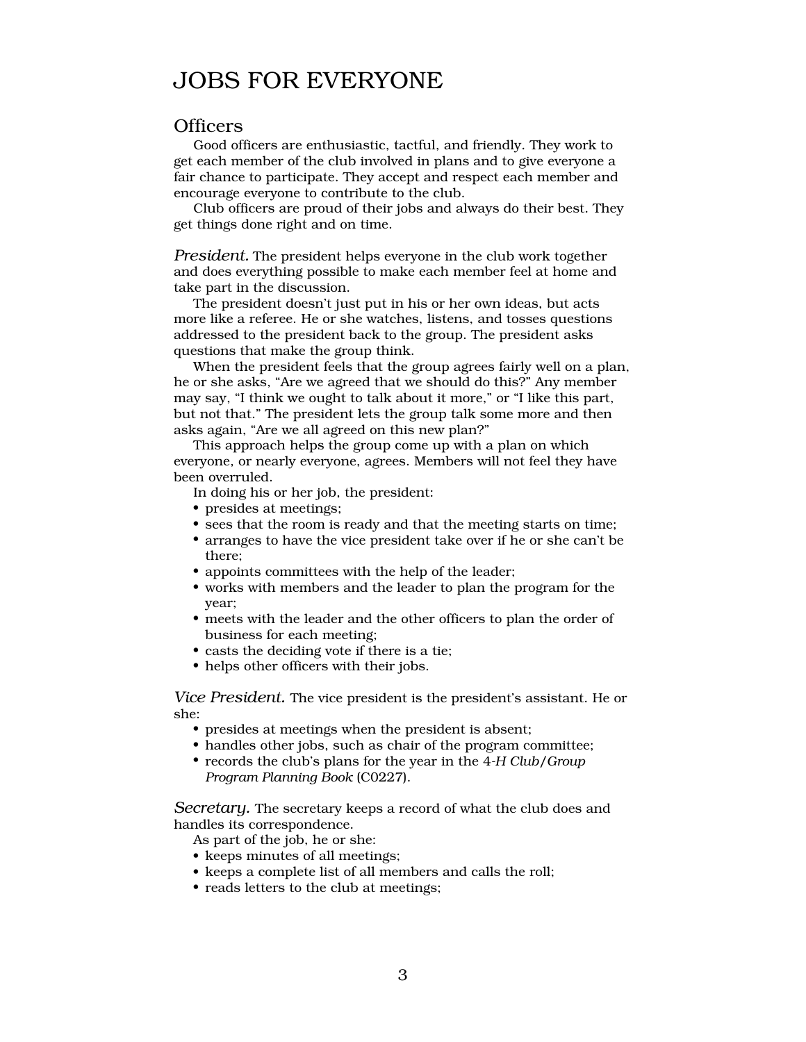# JOBS FOR EVERYONE

## Officers

Good officers are enthusiastic, tactful, and friendly. They work to get each member of the club involved in plans and to give everyone a fair chance to participate. They accept and respect each member and encourage everyone to contribute to the club.

Club officers are proud of their jobs and always do their best. They get things done right and on time.

*President.* The president helps everyone in the club work together and does everything possible to make each member feel at home and take part in the discussion.

The president doesn't just put in his or her own ideas, but acts more like a referee. He or she watches, listens, and tosses questions addressed to the president back to the group. The president asks questions that make the group think.

When the president feels that the group agrees fairly well on a plan, he or she asks, "Are we agreed that we should do this?" Any member may say, "I think we ought to talk about it more," or "I like this part, but not that." The president lets the group talk some more and then asks again, "Are we all agreed on this new plan?"

This approach helps the group come up with a plan on which everyone, or nearly everyone, agrees. Members will not feel they have been overruled.

In doing his or her job, the president:

- presides at meetings;
- sees that the room is ready and that the meeting starts on time;
- arranges to have the vice president take over if he or she can't be there;
- appoints committees with the help of the leader;
- works with members and the leader to plan the program for the year;
- meets with the leader and the other officers to plan the order of business for each meeting;
- casts the deciding vote if there is a tie;
- helps other officers with their jobs.

*Vice President.* The vice president is the president's assistant. He or she:

- presides at meetings when the president is absent;
- handles other jobs, such as chair of the program committee;
- records the club's plans for the year in the *4-H Club/Group Program Planning Book* (C0227).

*Secretary.* The secretary keeps a record of what the club does and handles its correspondence.

As part of the job, he or she:

- keeps minutes of all meetings;
- keeps a complete list of all members and calls the roll;
- reads letters to the club at meetings;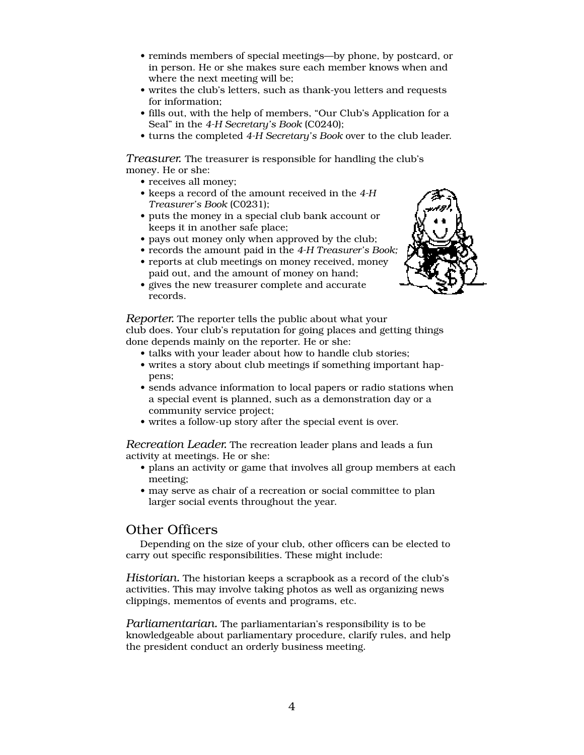- reminds members of special meetings—by phone, by postcard, or in person. He or she makes sure each member knows when and where the next meeting will be;
- writes the club's letters, such as thank-you letters and requests for information;
- fills out, with the help of members, "Our Club's Application for a Seal" in the *4-H Secretary's Book* (C0240);
- turns the completed *4-H Secretary's Book* over to the club leader.

*Treasurer.* The treasurer is responsible for handling the club's money. He or she:

- receives all money;
- keeps a record of the amount received in the *4-H Treasurer's Book* (C0231);
- puts the money in a special club bank account or keeps it in another safe place;
- pays out money only when approved by the club;
- records the amount paid in the *4-H Treasurer's Book;*
- reports at club meetings on money received, money paid out, and the amount of money on hand;
- gives the new treasurer complete and accurate records.

*Reporter.* The reporter tells the public about what your club does. Your club's reputation for going places and getting things done depends mainly on the reporter. He or she:

- talks with your leader about how to handle club stories;
- writes a story about club meetings if something important happens;
- sends advance information to local papers or radio stations when a special event is planned, such as a demonstration day or a community service project;
- writes a follow-up story after the special event is over.

*Recreation Leader.* The recreation leader plans and leads a fun activity at meetings. He or she:

- plans an activity or game that involves all group members at each meeting;
- may serve as chair of a recreation or social committee to plan larger social events throughout the year.

## Other Officers

Depending on the size of your club, other officers can be elected to carry out specific responsibilities. These might include:

*Historian.* The historian keeps a scrapbook as a record of the club's activities. This may involve taking photos as well as organizing news clippings, mementos of events and programs, etc.

*Parliamentarian.* The parliamentarian's responsibility is to be knowledgeable about parliamentary procedure, clarify rules, and help the president conduct an orderly business meeting.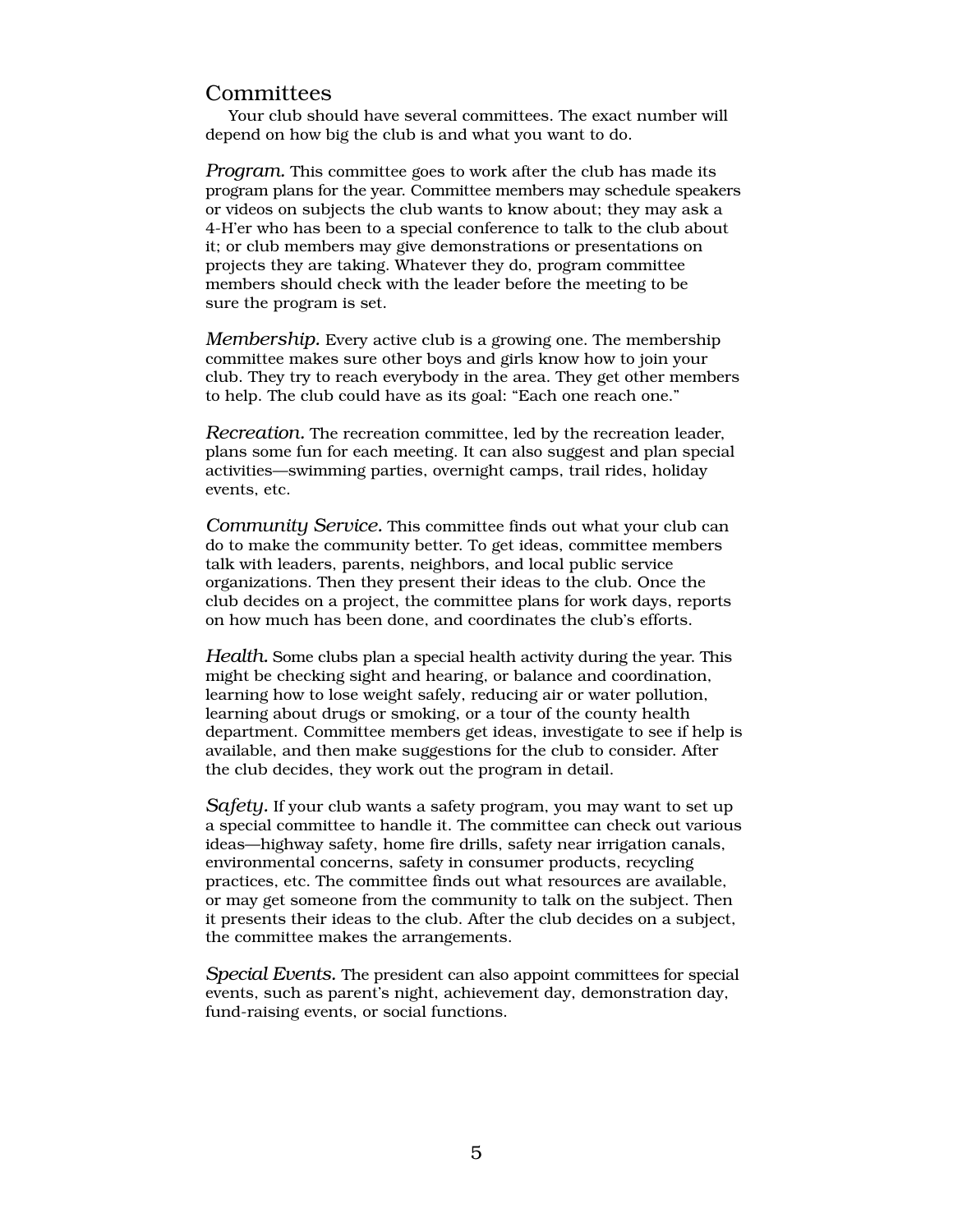## Committees

Your club should have several committees. The exact number will depend on how big the club is and what you want to do.

*Program.* This committee goes to work after the club has made its program plans for the year. Committee members may schedule speakers or videos on subjects the club wants to know about; they may ask a 4-H'er who has been to a special conference to talk to the club about it; or club members may give demonstrations or presentations on projects they are taking. Whatever they do, program committee members should check with the leader before the meeting to be sure the program is set.

*Membership.* Every active club is a growing one. The membership committee makes sure other boys and girls know how to join your club. They try to reach everybody in the area. They get other members to help. The club could have as its goal: "Each one reach one."

*Recreation.* The recreation committee, led by the recreation leader, plans some fun for each meeting. It can also suggest and plan special activities—swimming parties, overnight camps, trail rides, holiday events, etc.

*Community Service.* This committee finds out what your club can do to make the community better. To get ideas, committee members talk with leaders, parents, neighbors, and local public service organizations. Then they present their ideas to the club. Once the club decides on a project, the committee plans for work days, reports on how much has been done, and coordinates the club's efforts.

*Health.* Some clubs plan a special health activity during the year. This might be checking sight and hearing, or balance and coordination, learning how to lose weight safely, reducing air or water pollution, learning about drugs or smoking, or a tour of the county health department. Committee members get ideas, investigate to see if help is available, and then make suggestions for the club to consider. After the club decides, they work out the program in detail.

*Safety.* If your club wants a safety program, you may want to set up a special committee to handle it. The committee can check out various ideas—highway safety, home fire drills, safety near irrigation canals, environmental concerns, safety in consumer products, recycling practices, etc. The committee finds out what resources are available, or may get someone from the community to talk on the subject. Then it presents their ideas to the club. After the club decides on a subject, the committee makes the arrangements.

*Special Events.* The president can also appoint committees for special events, such as parent's night, achievement day, demonstration day, fund-raising events, or social functions.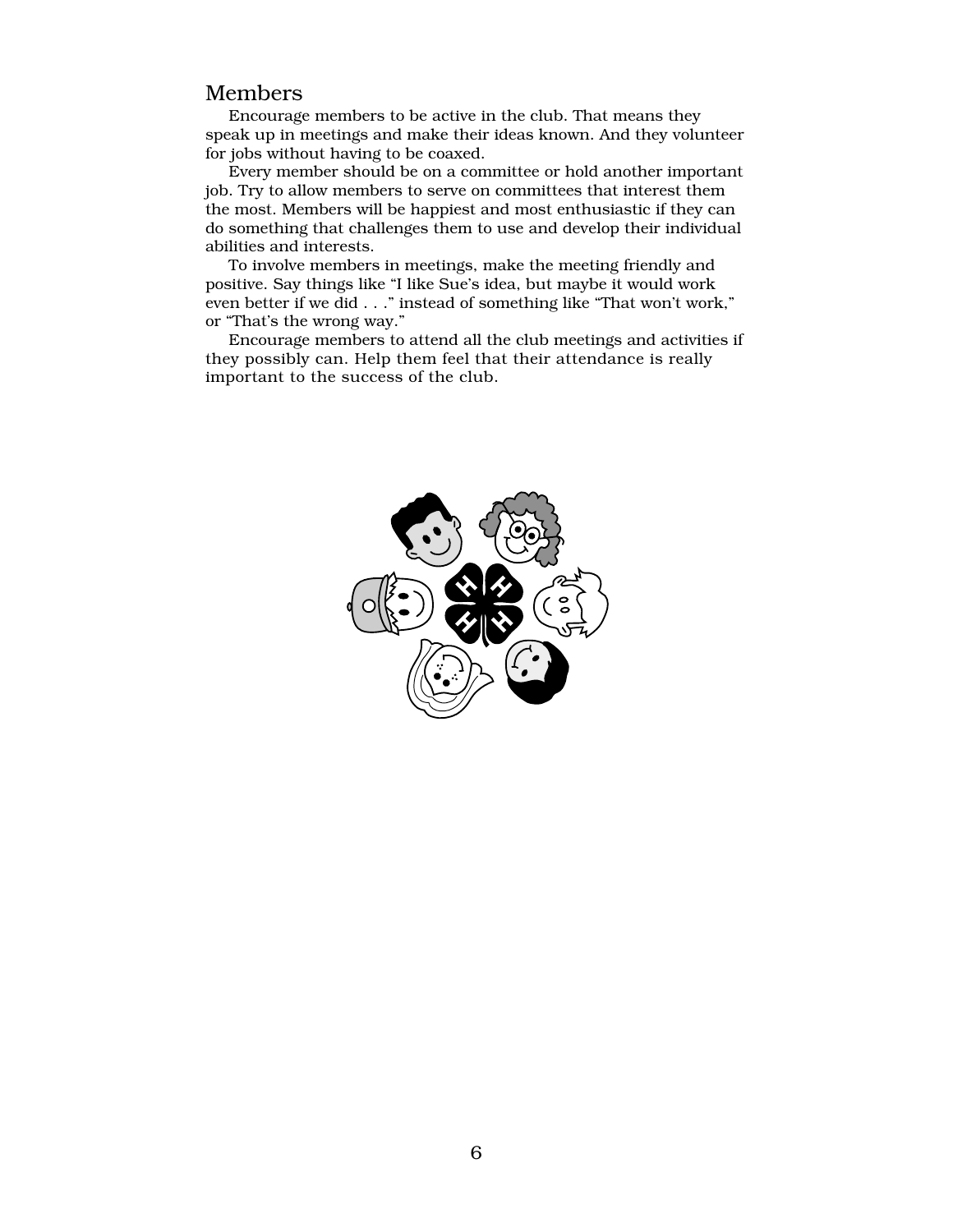## Members

Encourage members to be active in the club. That means they speak up in meetings and make their ideas known. And they volunteer for jobs without having to be coaxed.

Every member should be on a committee or hold another important job. Try to allow members to serve on committees that interest them the most. Members will be happiest and most enthusiastic if they can do something that challenges them to use and develop their individual abilities and interests.

To involve members in meetings, make the meeting friendly and positive. Say things like "I like Sue's idea, but maybe it would work even better if we did . . ." instead of something like "That won't work," or "That's the wrong way."

Encourage members to attend all the club meetings and activities if they possibly can. Help them feel that their attendance is really important to the success of the club.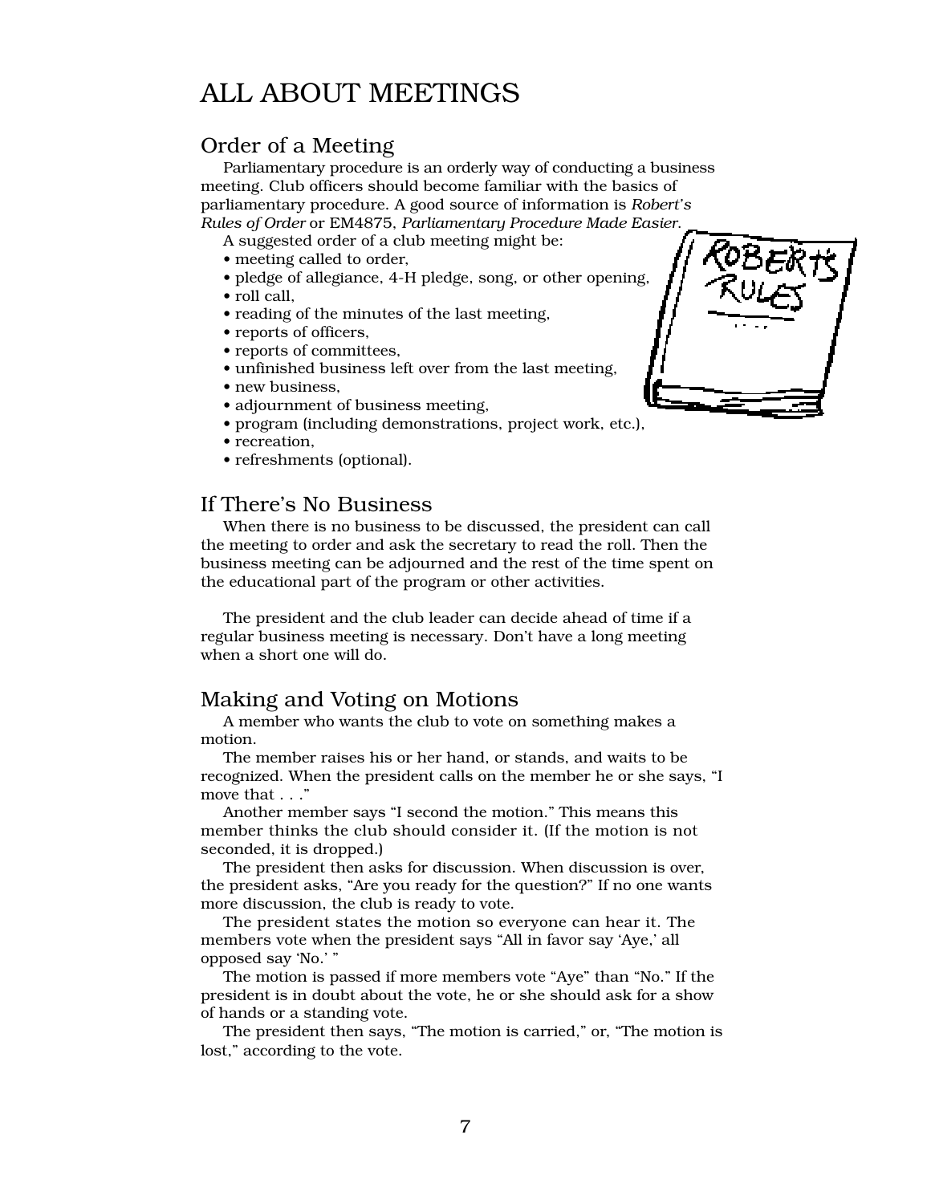# ALL ABOUT MEETINGS

## Order of a Meeting

Parliamentary procedure is an orderly way of conducting a business meeting. Club officers should become familiar with the basics of parliamentary procedure. A good source of information is *Robert's Rules of Order* or EM4875, *Parliamentary Procedure Made Easier*.

A suggested order of a club meeting might be:

- meeting called to order,
- pledge of allegiance, 4-H pledge, song, or other opening,
- roll call,
- reading of the minutes of the last meeting,
- reports of officers,
- reports of committees,
- unfinished business left over from the last meeting,
- new business,
- adjournment of business meeting,
- program (including demonstrations, project work, etc.),
- recreation,
- refreshments (optional).

## If There's No Business

When there is no business to be discussed, the president can call the meeting to order and ask the secretary to read the roll. Then the business meeting can be adjourned and the rest of the time spent on the educational part of the program or other activities.

The president and the club leader can decide ahead of time if a regular business meeting is necessary. Don't have a long meeting when a short one will do.

## Making and Voting on Motions

A member who wants the club to vote on something makes a motion.

The member raises his or her hand, or stands, and waits to be recognized. When the president calls on the member he or she says, "I move that . . ."

Another member says "I second the motion." This means this member thinks the club should consider it. (If the motion is not seconded, it is dropped.)

The president then asks for discussion. When discussion is over, the president asks, "Are you ready for the question?" If no one wants more discussion, the club is ready to vote.

The president states the motion so everyone can hear it. The members vote when the president says "All in favor say 'Aye,' all opposed say 'No.' "

The motion is passed if more members vote "Aye" than "No." If the president is in doubt about the vote, he or she should ask for a show of hands or a standing vote.

The president then says, "The motion is carried," or, "The motion is lost," according to the vote.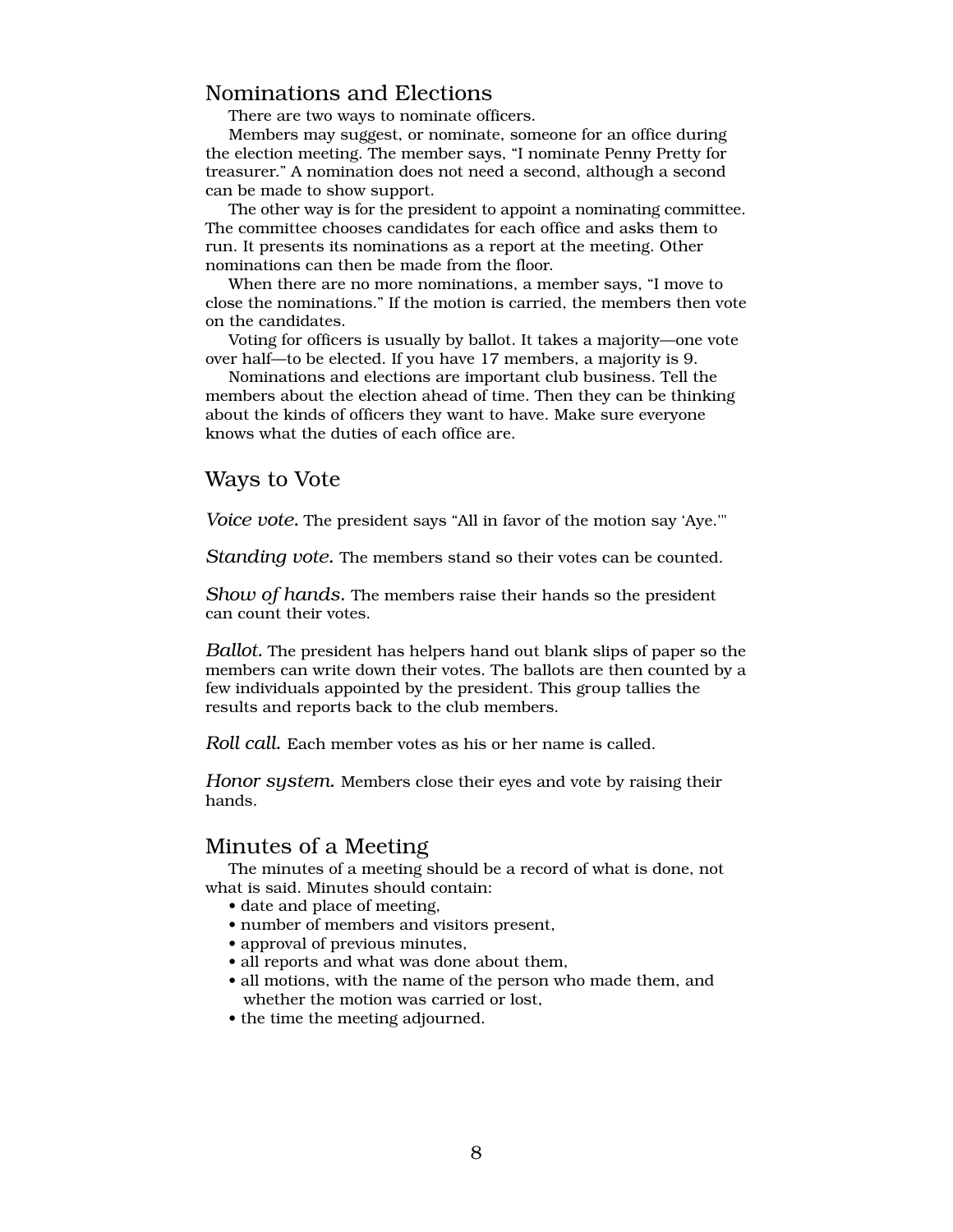## Nominations and Elections

There are two ways to nominate officers.

Members may suggest, or nominate, someone for an office during the election meeting. The member says, "I nominate Penny Pretty for treasurer." A nomination does not need a second, although a second can be made to show support.

The other way is for the president to appoint a nominating committee. The committee chooses candidates for each office and asks them to run. It presents its nominations as a report at the meeting. Other nominations can then be made from the floor.

When there are no more nominations, a member says, "I move to close the nominations." If the motion is carried, the members then vote on the candidates.

Voting for officers is usually by ballot. It takes a majority—one vote over half—to be elected. If you have 17 members, a majority is 9.

Nominations and elections are important club business. Tell the members about the election ahead of time. Then they can be thinking about the kinds of officers they want to have. Make sure everyone knows what the duties of each office are.

## Ways to Vote

*Voice vote.* The president says "All in favor of the motion say 'Aye.'"

*Standing vote.* The members stand so their votes can be counted.

*Show of hands.* The members raise their hands so the president can count their votes.

*Ballot.* The president has helpers hand out blank slips of paper so the members can write down their votes. The ballots are then counted by a few individuals appointed by the president. This group tallies the results and reports back to the club members.

*Roll call.* Each member votes as his or her name is called.

*Honor system.* Members close their eyes and vote by raising their hands.

## Minutes of a Meeting

The minutes of a meeting should be a record of what is done, not what is said. Minutes should contain:

- date and place of meeting,
- number of members and visitors present,
- approval of previous minutes,
- all reports and what was done about them,
- all motions, with the name of the person who made them, and whether the motion was carried or lost,
- the time the meeting adjourned.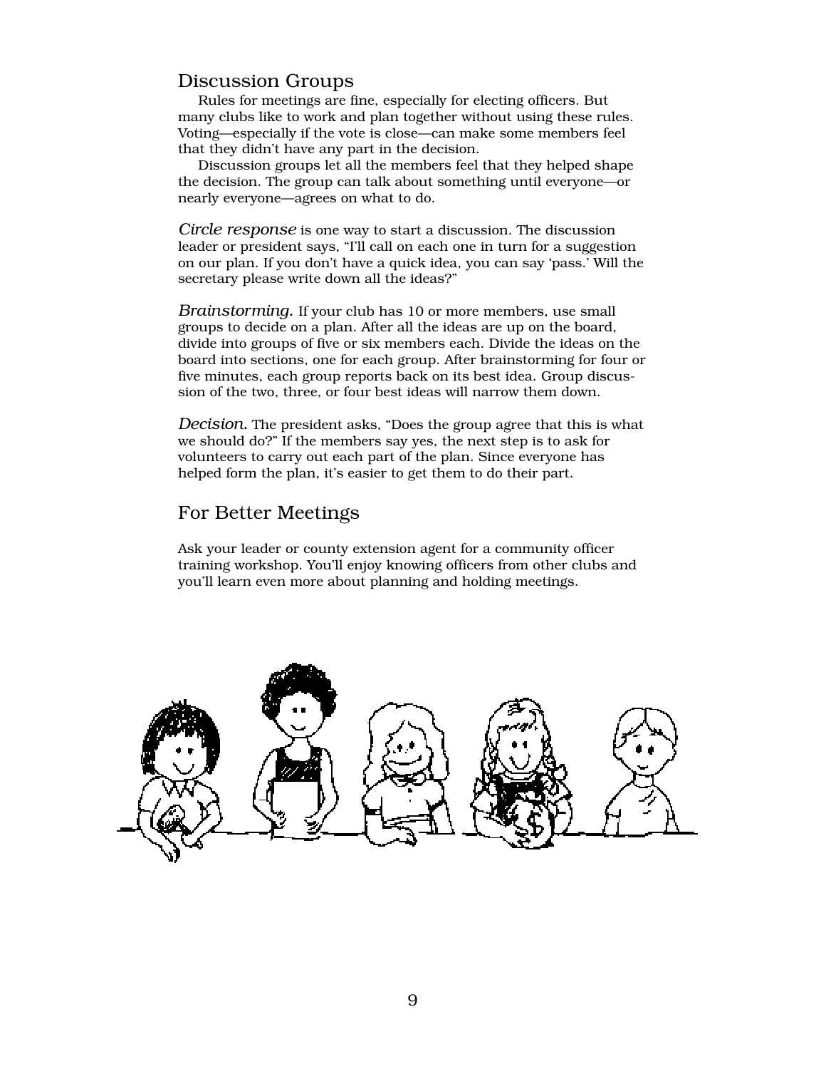## Discussion Groups

Rules for meetings are fine, especially for electing officers. But many clubs like to work and plan together without using these rules. Voting—especially if the vote is close—can make some members feel that they didn't have any part in the decision.

Discussion groups let all the members feel that they helped shape the decision. The group can talk about something until everyone—or nearly everyone—agrees on what to do.

*Circle response* is one way to start a discussion. The discussion leader or president says, "I'll call on each one in turn for a suggestion on our plan. If you don't have a quick idea, you can say 'pass.' Will the secretary please write down all the ideas?"

*Brainstorming.* If your club has 10 or more members, use small groups to decide on a plan. After all the ideas are up on the board, divide into groups of five or six members each. Divide the ideas on the board into sections, one for each group. After brainstorming for four or five minutes, each group reports back on its best idea. Group discussion of the two, three, or four best ideas will narrow them down.

*Decision.* The president asks, "Does the group agree that this is what we should do?" If the members say yes, the next step is to ask for volunteers to carry out each part of the plan. Since everyone has helped form the plan, it's easier to get them to do their part.

## For Better Meetings

Ask your leader or county extension agent for a community officer training workshop. You'll enjoy knowing officers from other clubs and you'll learn even more about planning and holding meetings.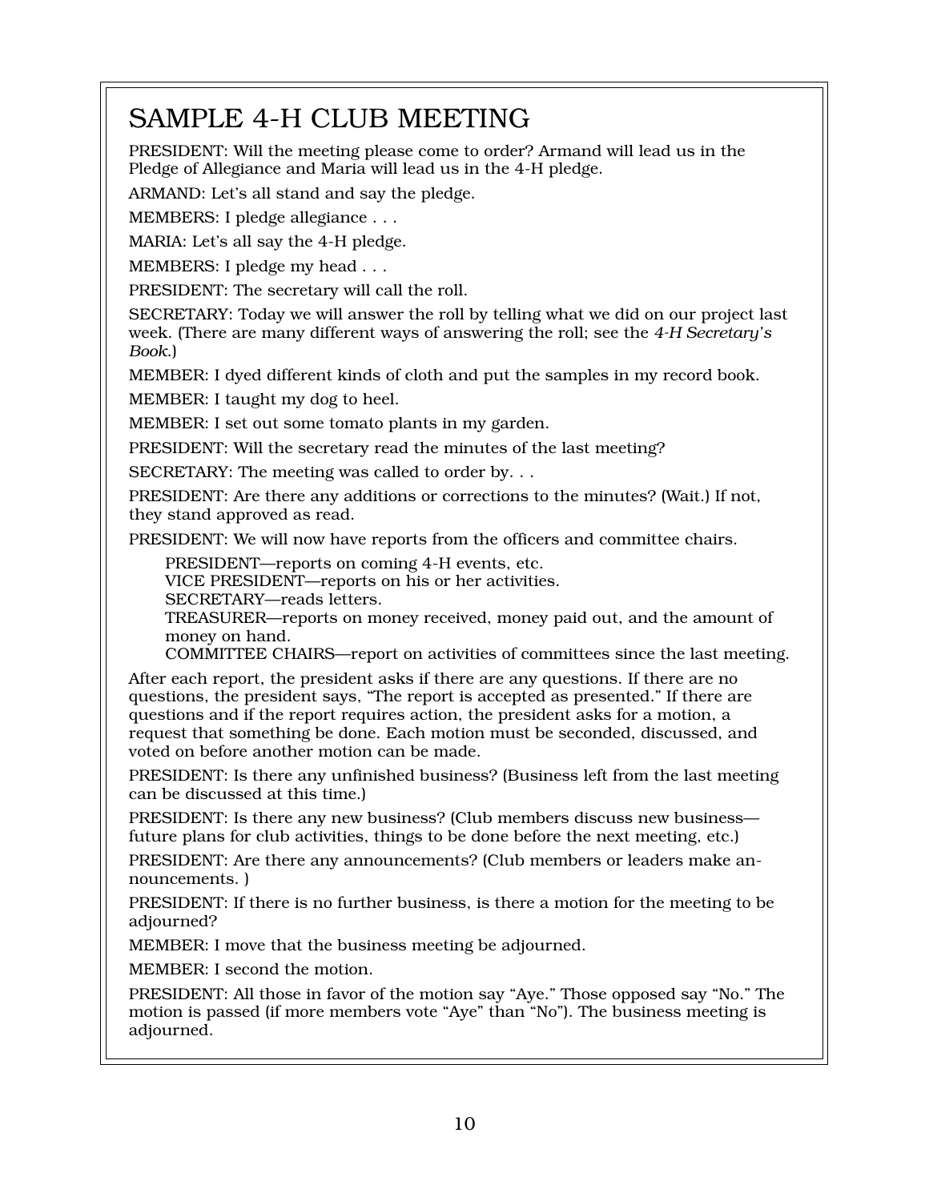# SAMPLE 4-H CLUB MEETING

PRESIDENT: Will the meeting please come to order? Armand will lead us in the Pledge of Allegiance and Maria will lead us in the 4-H pledge.

ARMAND: Let's all stand and say the pledge.

MEMBERS: I pledge allegiance . . .

MARIA: Let's all say the 4-H pledge.

MEMBERS: I pledge my head . . .

PRESIDENT: The secretary will call the roll.

SECRETARY: Today we will answer the roll by telling what we did on our project last week. (There are many different ways of answering the roll; see the *4-H Secretary's Book*.)

MEMBER: I dyed different kinds of cloth and put the samples in my record book.

MEMBER: I taught my dog to heel.

MEMBER: I set out some tomato plants in my garden.

PRESIDENT: Will the secretary read the minutes of the last meeting?

SECRETARY: The meeting was called to order by. . .

PRESIDENT: Are there any additions or corrections to the minutes? (Wait.) If not, they stand approved as read.

PRESIDENT: We will now have reports from the officers and committee chairs.

> PRESIDENT—reports on coming 4-H events, etc.
> VICE PRESIDENT—reports on his or her activities.
> SECRETARY—reads letters.
> TREASURER—reports on money received, money paid out, and the amount of money on hand.
> COMMITTEE CHAIRS—report on activities of committees since the last meeting.

After each report, the president asks if there are any questions. If there are no questions, the president says, "The report is accepted as presented." If there are questions and if the report requires action, the president asks for a motion, a request that something be done. Each motion must be seconded, discussed, and voted on before another motion can be made.

PRESIDENT: Is there any unfinished business? (Business left from the last meeting can be discussed at this time.)

PRESIDENT: Is there any new business? (Club members discuss new business—future plans for club activities, things to be done before the next meeting, etc.)

PRESIDENT: Are there any announcements? (Club members or leaders make announcements. )

PRESIDENT: If there is no further business, is there a motion for the meeting to be adjourned?

MEMBER: I move that the business meeting be adjourned.

MEMBER: I second the motion.

PRESIDENT: All those in favor of the motion say "Aye." Those opposed say "No." The motion is passed (if more members vote "Aye" than "No"). The business meeting is adjourned.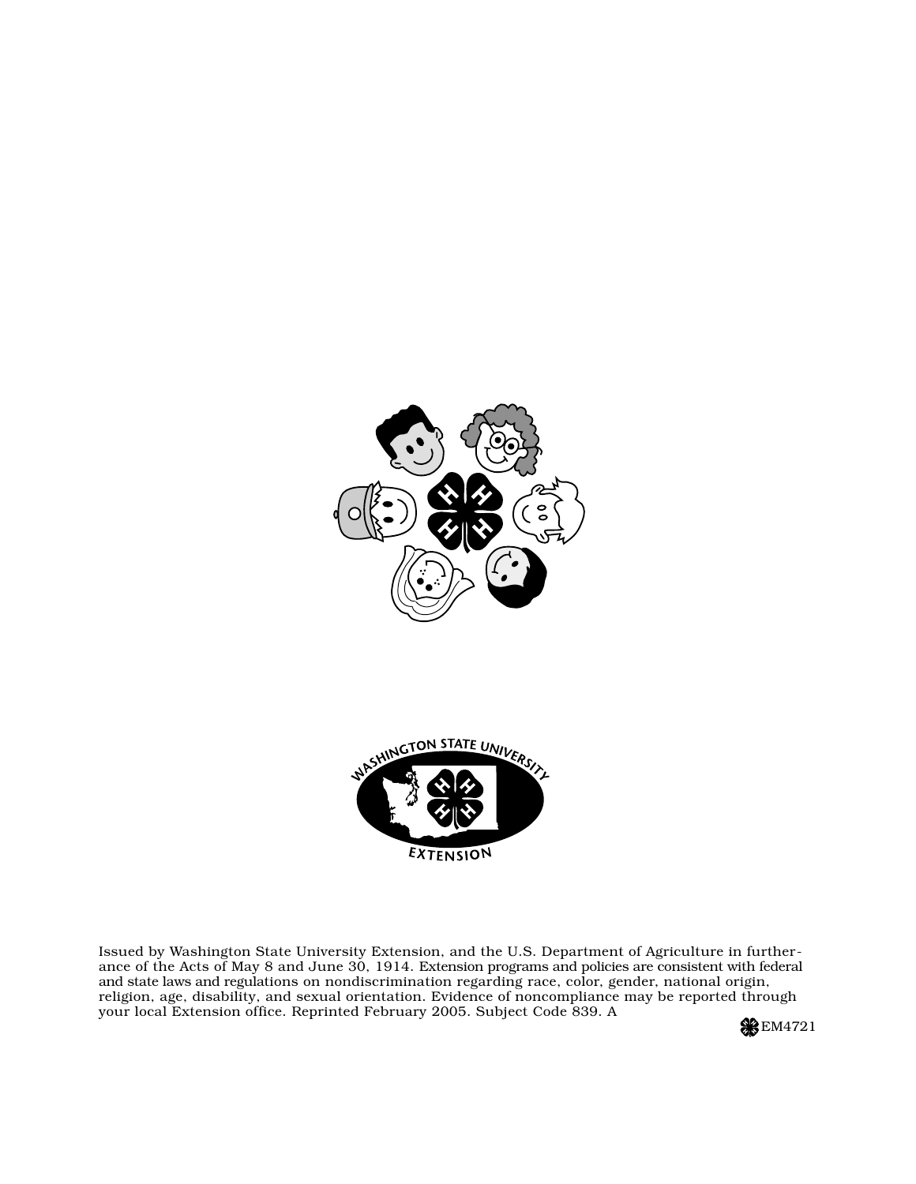Issued by Washington State University Extension, and the U.S. Department of Agriculture in furtherance of the Acts of May 8 and June 30, 1914. Extension programs and policies are consistent with federal and state laws and regulations on nondiscrimination regarding race, color, gender, national origin, religion, age, disability, and sexual orientation. Evidence of noncompliance may be reported through your local Extension office. Reprinted February 2005. Subject Code 839. A

EM4721